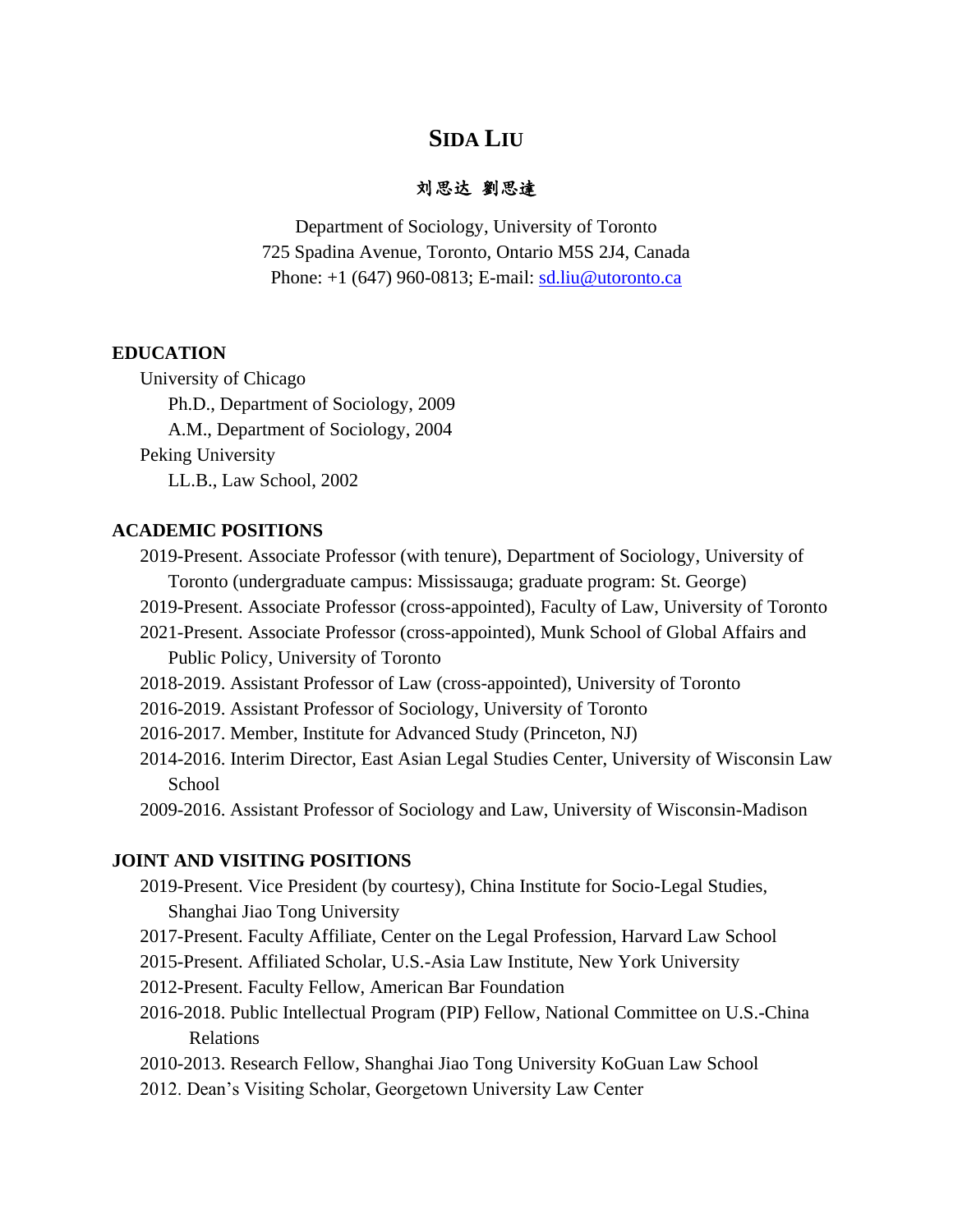# SIDA LIU

**刘思达 劉思達**

Department of Sociology, University of Toronto
725 Spadina Avenue, Toronto, Ontario M5S 2J4, Canada
Phone: +1 (647) 960-0813; E-mail: sd.liu@utoronto.ca

## EDUCATION

University of Chicago
- Ph.D., Department of Sociology, 2009
- A.M., Department of Sociology, 2004

Peking University
- LL.B., Law School, 2002

## ACADEMIC POSITIONS

2019-Present. Associate Professor (with tenure), Department of Sociology, University of Toronto (undergraduate campus: Mississauga; graduate program: St. George)

2019-Present. Associate Professor (cross-appointed), Faculty of Law, University of Toronto

2021-Present. Associate Professor (cross-appointed), Munk School of Global Affairs and Public Policy, University of Toronto

2018-2019. Assistant Professor of Law (cross-appointed), University of Toronto

2016-2019. Assistant Professor of Sociology, University of Toronto

2016-2017. Member, Institute for Advanced Study (Princeton, NJ)

2014-2016. Interim Director, East Asian Legal Studies Center, University of Wisconsin Law School

2009-2016. Assistant Professor of Sociology and Law, University of Wisconsin-Madison

## JOINT AND VISITING POSITIONS

2019-Present. Vice President (by courtesy), China Institute for Socio-Legal Studies, Shanghai Jiao Tong University

2017-Present. Faculty Affiliate, Center on the Legal Profession, Harvard Law School

2015-Present. Affiliated Scholar, U.S.-Asia Law Institute, New York University

2012-Present. Faculty Fellow, American Bar Foundation

2016-2018. Public Intellectual Program (PIP) Fellow, National Committee on U.S.-China Relations

2010-2013. Research Fellow, Shanghai Jiao Tong University KoGuan Law School

2012. Dean's Visiting Scholar, Georgetown University Law Center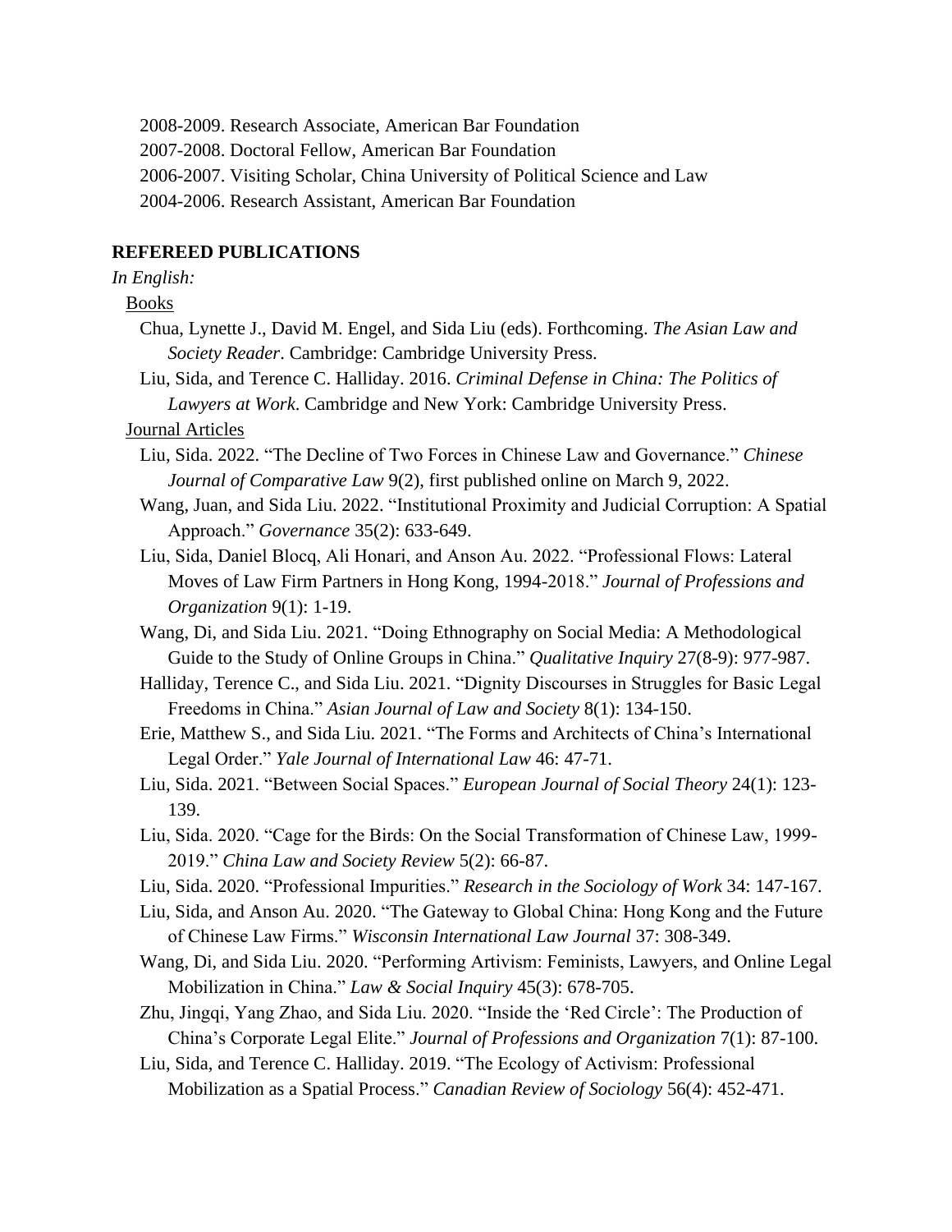2008-2009. Research Associate, American Bar Foundation

2007-2008. Doctoral Fellow, American Bar Foundation

2006-2007. Visiting Scholar, China University of Political Science and Law

2004-2006. Research Assistant, American Bar Foundation

## REFEREED PUBLICATIONS

*In English:*

Books

- Chua, Lynette J., David M. Engel, and Sida Liu (eds). Forthcoming. *The Asian Law and Society Reader*. Cambridge: Cambridge University Press.
- Liu, Sida, and Terence C. Halliday. 2016. *Criminal Defense in China: The Politics of Lawyers at Work*. Cambridge and New York: Cambridge University Press.

Journal Articles

- Liu, Sida. 2022. "The Decline of Two Forces in Chinese Law and Governance." *Chinese Journal of Comparative Law* 9(2), first published online on March 9, 2022.
- Wang, Juan, and Sida Liu. 2022. "Institutional Proximity and Judicial Corruption: A Spatial Approach." *Governance* 35(2): 633-649.
- Liu, Sida, Daniel Blocq, Ali Honari, and Anson Au. 2022. "Professional Flows: Lateral Moves of Law Firm Partners in Hong Kong, 1994-2018." *Journal of Professions and Organization* 9(1): 1-19.
- Wang, Di, and Sida Liu. 2021. "Doing Ethnography on Social Media: A Methodological Guide to the Study of Online Groups in China." *Qualitative Inquiry* 27(8-9): 977-987.
- Halliday, Terence C., and Sida Liu. 2021. "Dignity Discourses in Struggles for Basic Legal Freedoms in China." *Asian Journal of Law and Society* 8(1): 134-150.
- Erie, Matthew S., and Sida Liu. 2021. "The Forms and Architects of China's International Legal Order." *Yale Journal of International Law* 46: 47-71.
- Liu, Sida. 2021. "Between Social Spaces." *European Journal of Social Theory* 24(1): 123-139.
- Liu, Sida. 2020. "Cage for the Birds: On the Social Transformation of Chinese Law, 1999-2019." *China Law and Society Review* 5(2): 66-87.
- Liu, Sida. 2020. "Professional Impurities." *Research in the Sociology of Work* 34: 147-167.
- Liu, Sida, and Anson Au. 2020. "The Gateway to Global China: Hong Kong and the Future of Chinese Law Firms." *Wisconsin International Law Journal* 37: 308-349.
- Wang, Di, and Sida Liu. 2020. "Performing Artivism: Feminists, Lawyers, and Online Legal Mobilization in China." *Law & Social Inquiry* 45(3): 678-705.
- Zhu, Jingqi, Yang Zhao, and Sida Liu. 2020. "Inside the 'Red Circle': The Production of China's Corporate Legal Elite." *Journal of Professions and Organization* 7(1): 87-100.
- Liu, Sida, and Terence C. Halliday. 2019. "The Ecology of Activism: Professional Mobilization as a Spatial Process." *Canadian Review of Sociology* 56(4): 452-471.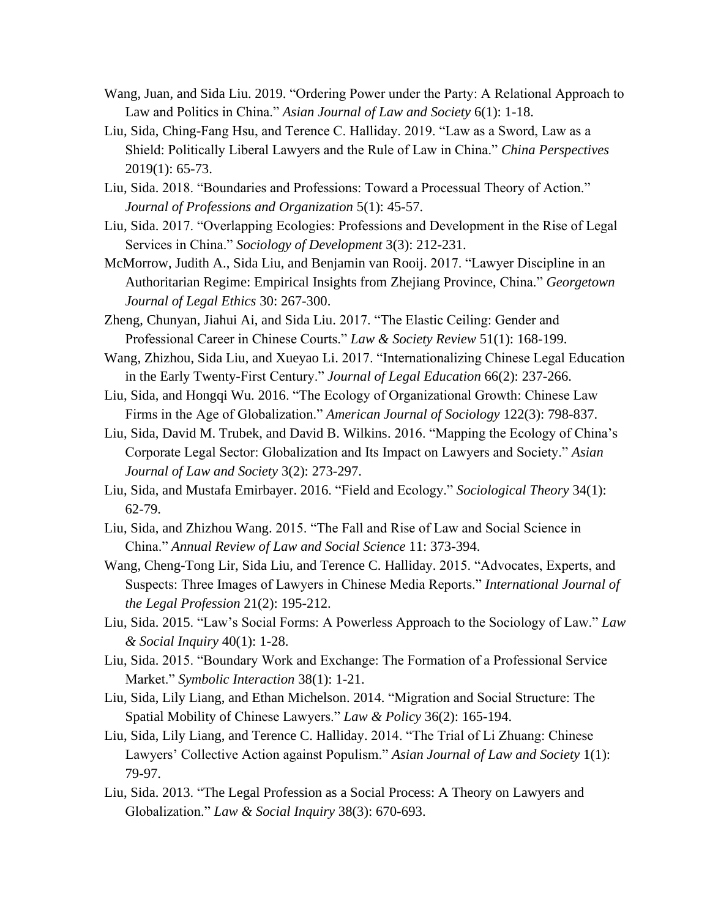Wang, Juan, and Sida Liu. 2019. "Ordering Power under the Party: A Relational Approach to Law and Politics in China." *Asian Journal of Law and Society* 6(1): 1-18.

Liu, Sida, Ching-Fang Hsu, and Terence C. Halliday. 2019. "Law as a Sword, Law as a Shield: Politically Liberal Lawyers and the Rule of Law in China." *China Perspectives* 2019(1): 65-73.

Liu, Sida. 2018. "Boundaries and Professions: Toward a Processual Theory of Action." *Journal of Professions and Organization* 5(1): 45-57.

Liu, Sida. 2017. "Overlapping Ecologies: Professions and Development in the Rise of Legal Services in China." *Sociology of Development* 3(3): 212-231.

McMorrow, Judith A., Sida Liu, and Benjamin van Rooij. 2017. "Lawyer Discipline in an Authoritarian Regime: Empirical Insights from Zhejiang Province, China." *Georgetown Journal of Legal Ethics* 30: 267-300.

Zheng, Chunyan, Jiahui Ai, and Sida Liu. 2017. "The Elastic Ceiling: Gender and Professional Career in Chinese Courts." *Law & Society Review* 51(1): 168-199.

Wang, Zhizhou, Sida Liu, and Xueyao Li. 2017. "Internationalizing Chinese Legal Education in the Early Twenty-First Century." *Journal of Legal Education* 66(2): 237-266.

Liu, Sida, and Hongqi Wu. 2016. "The Ecology of Organizational Growth: Chinese Law Firms in the Age of Globalization." *American Journal of Sociology* 122(3): 798-837.

Liu, Sida, David M. Trubek, and David B. Wilkins. 2016. "Mapping the Ecology of China's Corporate Legal Sector: Globalization and Its Impact on Lawyers and Society." *Asian Journal of Law and Society* 3(2): 273-297.

Liu, Sida, and Mustafa Emirbayer. 2016. "Field and Ecology." *Sociological Theory* 34(1): 62-79.

Liu, Sida, and Zhizhou Wang. 2015. "The Fall and Rise of Law and Social Science in China." *Annual Review of Law and Social Science* 11: 373-394.

Wang, Cheng-Tong Lir, Sida Liu, and Terence C. Halliday. 2015. "Advocates, Experts, and Suspects: Three Images of Lawyers in Chinese Media Reports." *International Journal of the Legal Profession* 21(2): 195-212.

Liu, Sida. 2015. "Law's Social Forms: A Powerless Approach to the Sociology of Law." *Law & Social Inquiry* 40(1): 1-28.

Liu, Sida. 2015. "Boundary Work and Exchange: The Formation of a Professional Service Market." *Symbolic Interaction* 38(1): 1-21.

Liu, Sida, Lily Liang, and Ethan Michelson. 2014. "Migration and Social Structure: The Spatial Mobility of Chinese Lawyers." *Law & Policy* 36(2): 165-194.

Liu, Sida, Lily Liang, and Terence C. Halliday. 2014. "The Trial of Li Zhuang: Chinese Lawyers' Collective Action against Populism." *Asian Journal of Law and Society* 1(1): 79-97.

Liu, Sida. 2013. "The Legal Profession as a Social Process: A Theory on Lawyers and Globalization." *Law & Social Inquiry* 38(3): 670-693.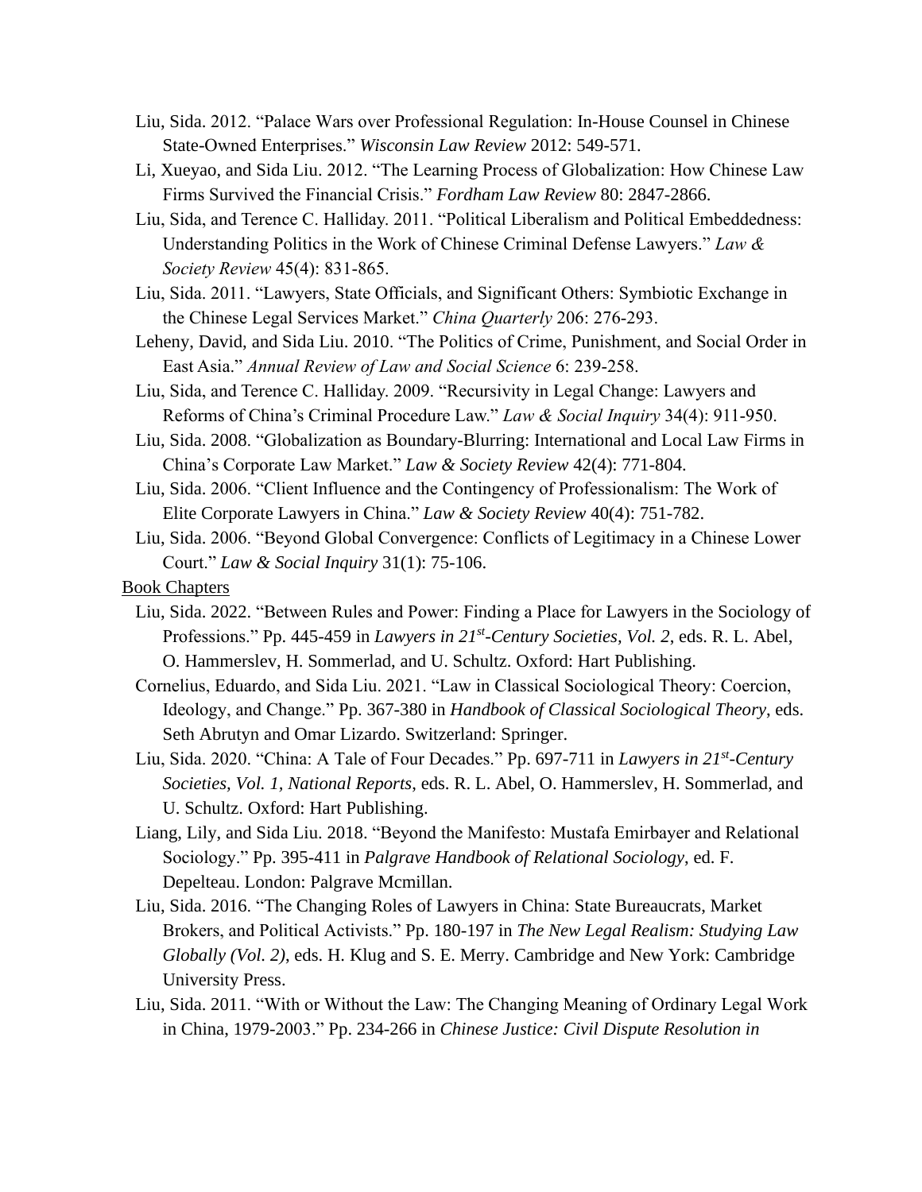Liu, Sida. 2012. "Palace Wars over Professional Regulation: In-House Counsel in Chinese State-Owned Enterprises." *Wisconsin Law Review* 2012: 549-571.

Li, Xueyao, and Sida Liu. 2012. "The Learning Process of Globalization: How Chinese Law Firms Survived the Financial Crisis." *Fordham Law Review* 80: 2847-2866.

Liu, Sida, and Terence C. Halliday. 2011. "Political Liberalism and Political Embeddedness: Understanding Politics in the Work of Chinese Criminal Defense Lawyers." *Law & Society Review* 45(4): 831-865.

Liu, Sida. 2011. "Lawyers, State Officials, and Significant Others: Symbiotic Exchange in the Chinese Legal Services Market." *China Quarterly* 206: 276-293.

Leheny, David, and Sida Liu. 2010. "The Politics of Crime, Punishment, and Social Order in East Asia." *Annual Review of Law and Social Science* 6: 239-258.

Liu, Sida, and Terence C. Halliday. 2009. "Recursivity in Legal Change: Lawyers and Reforms of China's Criminal Procedure Law." *Law & Social Inquiry* 34(4): 911-950.

Liu, Sida. 2008. "Globalization as Boundary-Blurring: International and Local Law Firms in China's Corporate Law Market." *Law & Society Review* 42(4): 771-804.

Liu, Sida. 2006. "Client Influence and the Contingency of Professionalism: The Work of Elite Corporate Lawyers in China." *Law & Society Review* 40(4): 751-782.

Liu, Sida. 2006. "Beyond Global Convergence: Conflicts of Legitimacy in a Chinese Lower Court." *Law & Social Inquiry* 31(1): 75-106.

Book Chapters

Liu, Sida. 2022. "Between Rules and Power: Finding a Place for Lawyers in the Sociology of Professions." Pp. 445-459 in *Lawyers in 21st-Century Societies, Vol. 2*, eds. R. L. Abel, O. Hammerslev, H. Sommerlad, and U. Schultz. Oxford: Hart Publishing.

Cornelius, Eduardo, and Sida Liu. 2021. "Law in Classical Sociological Theory: Coercion, Ideology, and Change." Pp. 367-380 in *Handbook of Classical Sociological Theory*, eds. Seth Abrutyn and Omar Lizardo. Switzerland: Springer.

Liu, Sida. 2020. "China: A Tale of Four Decades." Pp. 697-711 in *Lawyers in 21st-Century Societies, Vol. 1, National Reports*, eds. R. L. Abel, O. Hammerslev, H. Sommerlad, and U. Schultz. Oxford: Hart Publishing.

Liang, Lily, and Sida Liu. 2018. "Beyond the Manifesto: Mustafa Emirbayer and Relational Sociology." Pp. 395-411 in *Palgrave Handbook of Relational Sociology*, ed. F. Depelteau. London: Palgrave Mcmillan.

Liu, Sida. 2016. "The Changing Roles of Lawyers in China: State Bureaucrats, Market Brokers, and Political Activists." Pp. 180-197 in *The New Legal Realism: Studying Law Globally (Vol. 2)*, eds. H. Klug and S. E. Merry. Cambridge and New York: Cambridge University Press.

Liu, Sida. 2011. "With or Without the Law: The Changing Meaning of Ordinary Legal Work in China, 1979-2003." Pp. 234-266 in *Chinese Justice: Civil Dispute Resolution in*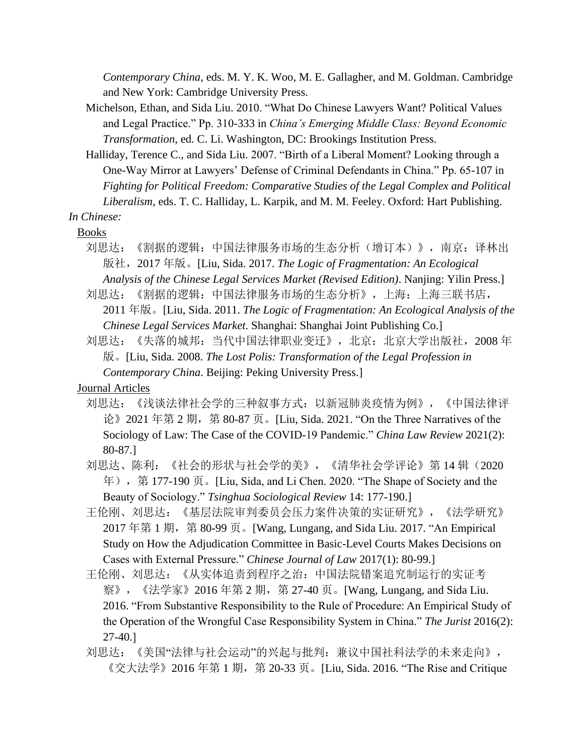*Contemporary China*, eds. M. Y. K. Woo, M. E. Gallagher, and M. Goldman. Cambridge and New York: Cambridge University Press.

Michelson, Ethan, and Sida Liu. 2010. "What Do Chinese Lawyers Want? Political Values and Legal Practice." Pp. 310-333 in *China's Emerging Middle Class: Beyond Economic Transformation*, ed. C. Li. Washington, DC: Brookings Institution Press.

Halliday, Terence C., and Sida Liu. 2007. "Birth of a Liberal Moment? Looking through a One-Way Mirror at Lawyers' Defense of Criminal Defendants in China." Pp. 65-107 in *Fighting for Political Freedom: Comparative Studies of the Legal Complex and Political Liberalism*, eds. T. C. Halliday, L. Karpik, and M. M. Feeley. Oxford: Hart Publishing.

*In Chinese:*

Books

刘思达：《割据的逻辑：中国法律服务市场的生态分析（增订本）》，南京：译林出版社，2017 年版。[Liu, Sida. 2017. *The Logic of Fragmentation: An Ecological Analysis of the Chinese Legal Services Market (Revised Edition)*. Nanjing: Yilin Press.]

刘思达：《割据的逻辑：中国法律服务市场的生态分析》，上海：上海三联书店，2011 年版。[Liu, Sida. 2011. *The Logic of Fragmentation: An Ecological Analysis of the Chinese Legal Services Market*. Shanghai: Shanghai Joint Publishing Co.]

刘思达：《失落的城邦：当代中国法律职业变迁》，北京：北京大学出版社，2008 年版。[Liu, Sida. 2008. *The Lost Polis: Transformation of the Legal Profession in Contemporary China*. Beijing: Peking University Press.]

Journal Articles

刘思达：《浅谈法律社会学的三种叙事方式：以新冠肺炎疫情为例》，《中国法律评论》2021 年第 2 期，第 80-87 页。[Liu, Sida. 2021. "On the Three Narratives of the Sociology of Law: The Case of the COVID-19 Pandemic." *China Law Review* 2021(2): 80-87.]

刘思达、陈利：《社会的形状与社会学的美》，《清华社会学评论》第 14 辑（2020 年），第 177-190 页。[Liu, Sida, and Li Chen. 2020. "The Shape of Society and the Beauty of Sociology." *Tsinghua Sociological Review* 14: 177-190.]

王伦刚、刘思达：《基层法院审判委员会压力案件决策的实证研究》，《法学研究》2017 年第 1 期，第 80-99 页。[Wang, Lungang, and Sida Liu. 2017. "An Empirical Study on How the Adjudication Committee in Basic-Level Courts Makes Decisions on Cases with External Pressure." *Chinese Journal of Law* 2017(1): 80-99.]

王伦刚、刘思达：《从实体追责到程序之治：中国法院错案追究制运行的实证考察》，《法学家》2016 年第 2 期，第 27-40 页。[Wang, Lungang, and Sida Liu. 2016. "From Substantive Responsibility to the Rule of Procedure: An Empirical Study of the Operation of the Wrongful Case Responsibility System in China." *The Jurist* 2016(2): 27-40.]

刘思达：《美国"法律与社会运动"的兴起与批判：兼议中国社科法学的未来走向》，《交大法学》2016 年第 1 期，第 20-33 页。[Liu, Sida. 2016. "The Rise and Critique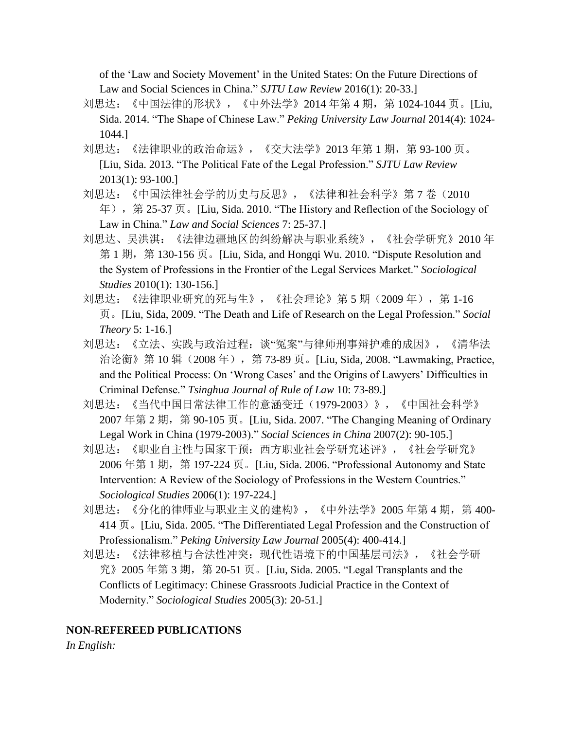of the ‘Law and Society Movement’ in the United States: On the Future Directions of Law and Social Sciences in China.” *SJTU Law Review* 2016(1): 20-33.]

刘思达：《中国法律的形状》，《中外法学》2014 年第 4 期，第 1024-1044 页。[Liu, Sida. 2014. “The Shape of Chinese Law.” *Peking University Law Journal* 2014(4): 1024-1044.]

刘思达：《法律职业的政治命运》，《交大法学》2013 年第 1 期，第 93-100 页。[Liu, Sida. 2013. “The Political Fate of the Legal Profession.” *SJTU Law Review* 2013(1): 93-100.]

刘思达：《中国法律社会学的历史与反思》，《法律和社会科学》第 7 卷（2010 年），第 25-37 页。[Liu, Sida. 2010. “The History and Reflection of the Sociology of Law in China.” *Law and Social Sciences* 7: 25-37.]

刘思达、吴洪淇：《法律边疆地区的纠纷解决与职业系统》，《社会学研究》2010 年第 1 期，第 130-156 页。[Liu, Sida, and Hongqi Wu. 2010. “Dispute Resolution and the System of Professions in the Frontier of the Legal Services Market.” *Sociological Studies* 2010(1): 130-156.]

刘思达：《法律职业研究的死与生》，《社会理论》第 5 期（2009 年），第 1-16 页。[Liu, Sida, 2009. “The Death and Life of Research on the Legal Profession.” *Social Theory* 5: 1-16.]

刘思达：《立法、实践与政治过程：谈“冤案”与律师刑事辩护难的成因》，《清华法治论衡》第 10 辑（2008 年），第 73-89 页。[Liu, Sida, 2008. “Lawmaking, Practice, and the Political Process: On ‘Wrong Cases’ and the Origins of Lawyers’ Difficulties in Criminal Defense.” *Tsinghua Journal of Rule of Law* 10: 73-89.]

刘思达：《当代中国日常法律工作的意涵变迁（1979-2003）》，《中国社会科学》2007 年第 2 期，第 90-105 页。[Liu, Sida. 2007. “The Changing Meaning of Ordinary Legal Work in China (1979-2003).” *Social Sciences in China* 2007(2): 90-105.]

刘思达：《职业自主性与国家干预：西方职业社会学研究述评》，《社会学研究》2006 年第 1 期，第 197-224 页。[Liu, Sida. 2006. “Professional Autonomy and State Intervention: A Review of the Sociology of Professions in the Western Countries.” *Sociological Studies* 2006(1): 197-224.]

刘思达：《分化的律师业与职业主义的建构》，《中外法学》2005 年第 4 期，第 400-414 页。[Liu, Sida. 2005. “The Differentiated Legal Profession and the Construction of Professionalism.” *Peking University Law Journal* 2005(4): 400-414.]

刘思达：《法律移植与合法性冲突：现代性语境下的中国基层司法》，《社会学研究》2005 年第 3 期，第 20-51 页。[Liu, Sida. 2005. “Legal Transplants and the Conflicts of Legitimacy: Chinese Grassroots Judicial Practice in the Context of Modernity.” *Sociological Studies* 2005(3): 20-51.]

**NON-REFEREED PUBLICATIONS**

*In English:*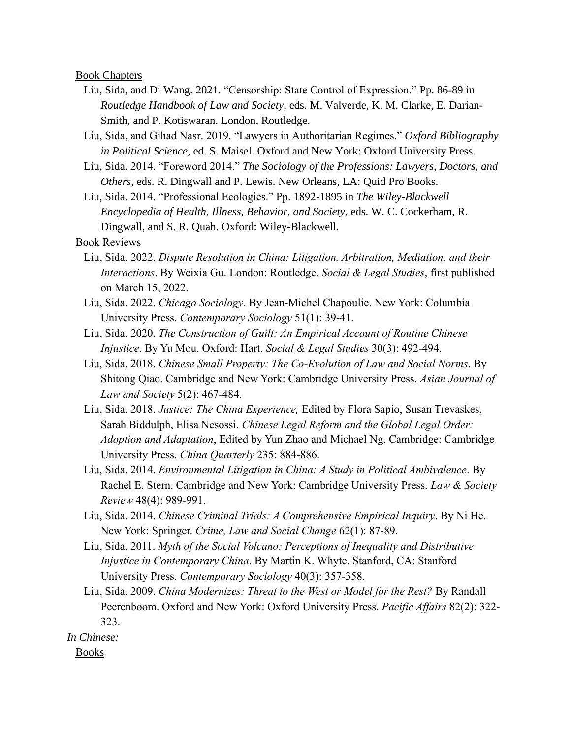Book Chapters

Liu, Sida, and Di Wang. 2021. "Censorship: State Control of Expression." Pp. 86-89 in *Routledge Handbook of Law and Society*, eds. M. Valverde, K. M. Clarke, E. Darian-Smith, and P. Kotiswaran. London, Routledge.

Liu, Sida, and Gihad Nasr. 2019. "Lawyers in Authoritarian Regimes." *Oxford Bibliography in Political Science*, ed. S. Maisel. Oxford and New York: Oxford University Press.

Liu, Sida. 2014. "Foreword 2014." *The Sociology of the Professions: Lawyers, Doctors, and Others*, eds. R. Dingwall and P. Lewis. New Orleans, LA: Quid Pro Books.

Liu, Sida. 2014. "Professional Ecologies." Pp. 1892-1895 in *The Wiley-Blackwell Encyclopedia of Health, Illness, Behavior, and Society*, eds. W. C. Cockerham, R. Dingwall, and S. R. Quah. Oxford: Wiley-Blackwell.

Book Reviews

Liu, Sida. 2022. *Dispute Resolution in China: Litigation, Arbitration, Mediation, and their Interactions*. By Weixia Gu. London: Routledge. *Social & Legal Studies*, first published on March 15, 2022.

Liu, Sida. 2022. *Chicago Sociology*. By Jean-Michel Chapoulie. New York: Columbia University Press. *Contemporary Sociology* 51(1): 39-41.

Liu, Sida. 2020. *The Construction of Guilt: An Empirical Account of Routine Chinese Injustice*. By Yu Mou. Oxford: Hart. *Social & Legal Studies* 30(3): 492-494.

Liu, Sida. 2018. *Chinese Small Property: The Co-Evolution of Law and Social Norms*. By Shitong Qiao. Cambridge and New York: Cambridge University Press. *Asian Journal of Law and Society* 5(2): 467-484.

Liu, Sida. 2018. *Justice: The China Experience,* Edited by Flora Sapio, Susan Trevaskes, Sarah Biddulph, Elisa Nesossi. *Chinese Legal Reform and the Global Legal Order: Adoption and Adaptation*, Edited by Yun Zhao and Michael Ng. Cambridge: Cambridge University Press. *China Quarterly* 235: 884-886.

Liu, Sida. 2014. *Environmental Litigation in China: A Study in Political Ambivalence*. By Rachel E. Stern. Cambridge and New York: Cambridge University Press. *Law & Society Review* 48(4): 989-991.

Liu, Sida. 2014. *Chinese Criminal Trials: A Comprehensive Empirical Inquiry*. By Ni He. New York: Springer. *Crime, Law and Social Change* 62(1): 87-89.

Liu, Sida. 2011. *Myth of the Social Volcano: Perceptions of Inequality and Distributive Injustice in Contemporary China*. By Martin K. Whyte. Stanford, CA: Stanford University Press. *Contemporary Sociology* 40(3): 357-358.

Liu, Sida. 2009. *China Modernizes: Threat to the West or Model for the Rest?* By Randall Peerenboom. Oxford and New York: Oxford University Press. *Pacific Affairs* 82(2): 322-323.

*In Chinese:*

Books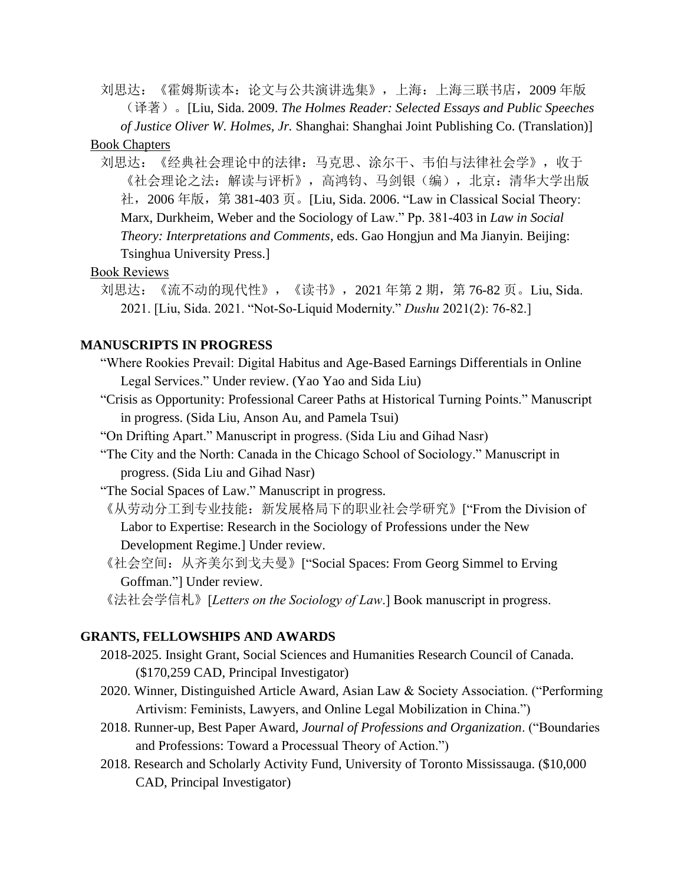刘思达：《霍姆斯读本：论文与公共演讲选集》，上海：上海三联书店，2009 年版（译著）。[Liu, Sida. 2009. *The Holmes Reader: Selected Essays and Public Speeches of Justice Oliver W. Holmes, Jr.* Shanghai: Shanghai Joint Publishing Co. (Translation)]

<u>Book Chapters</u>

刘思达：《经典社会理论中的法律：马克思、涂尔干、韦伯与法律社会学》，收于《社会理论之法：解读与评析》，高鸿钧、马剑银（编），北京：清华大学出版社，2006 年版，第 381-403 页。[Liu, Sida. 2006. "Law in Classical Social Theory: Marx, Durkheim, Weber and the Sociology of Law." Pp. 381-403 in *Law in Social Theory: Interpretations and Comments*, eds. Gao Hongjun and Ma Jianyin. Beijing: Tsinghua University Press.]

<u>Book Reviews</u>

刘思达：《流不动的现代性》，《读书》，2021 年第 2 期，第 76-82 页。Liu, Sida. 2021. [Liu, Sida. 2021. "Not-So-Liquid Modernity." *Dushu* 2021(2): 76-82.]

**MANUSCRIPTS IN PROGRESS**

"Where Rookies Prevail: Digital Habitus and Age-Based Earnings Differentials in Online Legal Services." Under review. (Yao Yao and Sida Liu)

"Crisis as Opportunity: Professional Career Paths at Historical Turning Points." Manuscript in progress. (Sida Liu, Anson Au, and Pamela Tsui)

"On Drifting Apart." Manuscript in progress. (Sida Liu and Gihad Nasr)

"The City and the North: Canada in the Chicago School of Sociology." Manuscript in progress. (Sida Liu and Gihad Nasr)

"The Social Spaces of Law." Manuscript in progress.

《从劳动分工到专业技能：新发展格局下的职业社会学研究》["From the Division of Labor to Expertise: Research in the Sociology of Professions under the New Development Regime.] Under review.

《社会空间：从齐美尔到戈夫曼》["Social Spaces: From Georg Simmel to Erving Goffman."] Under review.

《法社会学信札》[*Letters on the Sociology of Law*.] Book manuscript in progress.

**GRANTS, FELLOWSHIPS AND AWARDS**

2018-2025. Insight Grant, Social Sciences and Humanities Research Council of Canada. ($170,259 CAD, Principal Investigator)

2020. Winner, Distinguished Article Award, Asian Law & Society Association. ("Performing Artivism: Feminists, Lawyers, and Online Legal Mobilization in China.")

2018. Runner-up, Best Paper Award, *Journal of Professions and Organization*. ("Boundaries and Professions: Toward a Processual Theory of Action.")

2018. Research and Scholarly Activity Fund, University of Toronto Mississauga. ($10,000 CAD, Principal Investigator)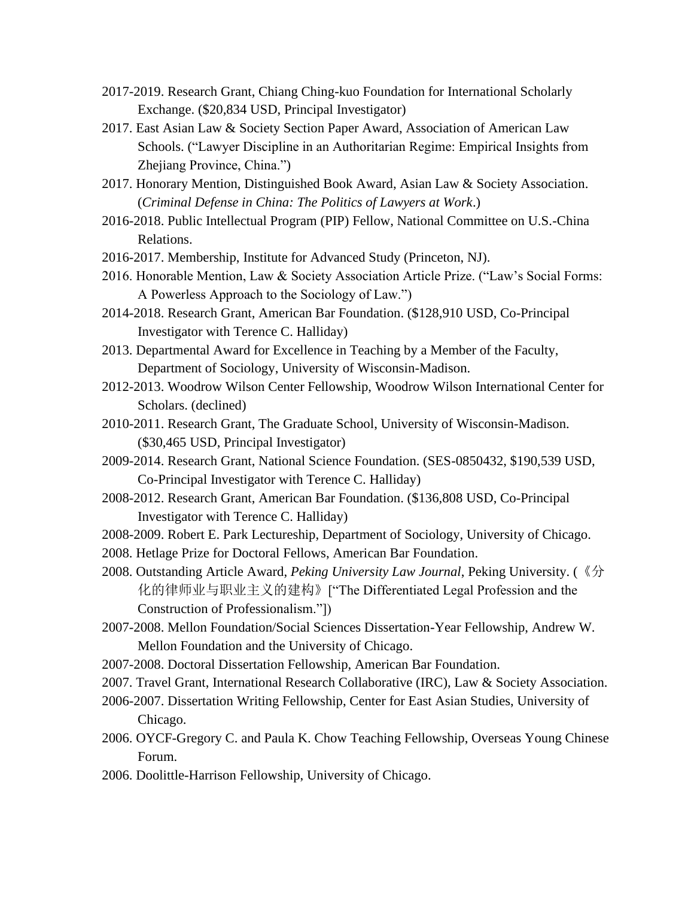2017-2019. Research Grant, Chiang Ching-kuo Foundation for International Scholarly Exchange. ($20,834 USD, Principal Investigator)

2017. East Asian Law & Society Section Paper Award, Association of American Law Schools. ("Lawyer Discipline in an Authoritarian Regime: Empirical Insights from Zhejiang Province, China.")

2017. Honorary Mention, Distinguished Book Award, Asian Law & Society Association. (*Criminal Defense in China: The Politics of Lawyers at Work*.)

2016-2018. Public Intellectual Program (PIP) Fellow, National Committee on U.S.-China Relations.

2016-2017. Membership, Institute for Advanced Study (Princeton, NJ).

2016. Honorable Mention, Law & Society Association Article Prize. ("Law's Social Forms: A Powerless Approach to the Sociology of Law.")

2014-2018. Research Grant, American Bar Foundation. ($128,910 USD, Co-Principal Investigator with Terence C. Halliday)

2013. Departmental Award for Excellence in Teaching by a Member of the Faculty, Department of Sociology, University of Wisconsin-Madison.

2012-2013. Woodrow Wilson Center Fellowship, Woodrow Wilson International Center for Scholars. (declined)

2010-2011. Research Grant, The Graduate School, University of Wisconsin-Madison. ($30,465 USD, Principal Investigator)

2009-2014. Research Grant, National Science Foundation. (SES-0850432, $190,539 USD, Co-Principal Investigator with Terence C. Halliday)

2008-2012. Research Grant, American Bar Foundation. ($136,808 USD, Co-Principal Investigator with Terence C. Halliday)

2008-2009. Robert E. Park Lectureship, Department of Sociology, University of Chicago.

2008. Hetlage Prize for Doctoral Fellows, American Bar Foundation.

2008. Outstanding Article Award, *Peking University Law Journal*, Peking University. (《分化的律师业与职业主义的建构》["The Differentiated Legal Profession and the Construction of Professionalism."])

2007-2008. Mellon Foundation/Social Sciences Dissertation-Year Fellowship, Andrew W. Mellon Foundation and the University of Chicago.

2007-2008. Doctoral Dissertation Fellowship, American Bar Foundation.

2007. Travel Grant, International Research Collaborative (IRC), Law & Society Association.

2006-2007. Dissertation Writing Fellowship, Center for East Asian Studies, University of Chicago.

2006. OYCF-Gregory C. and Paula K. Chow Teaching Fellowship, Overseas Young Chinese Forum.

2006. Doolittle-Harrison Fellowship, University of Chicago.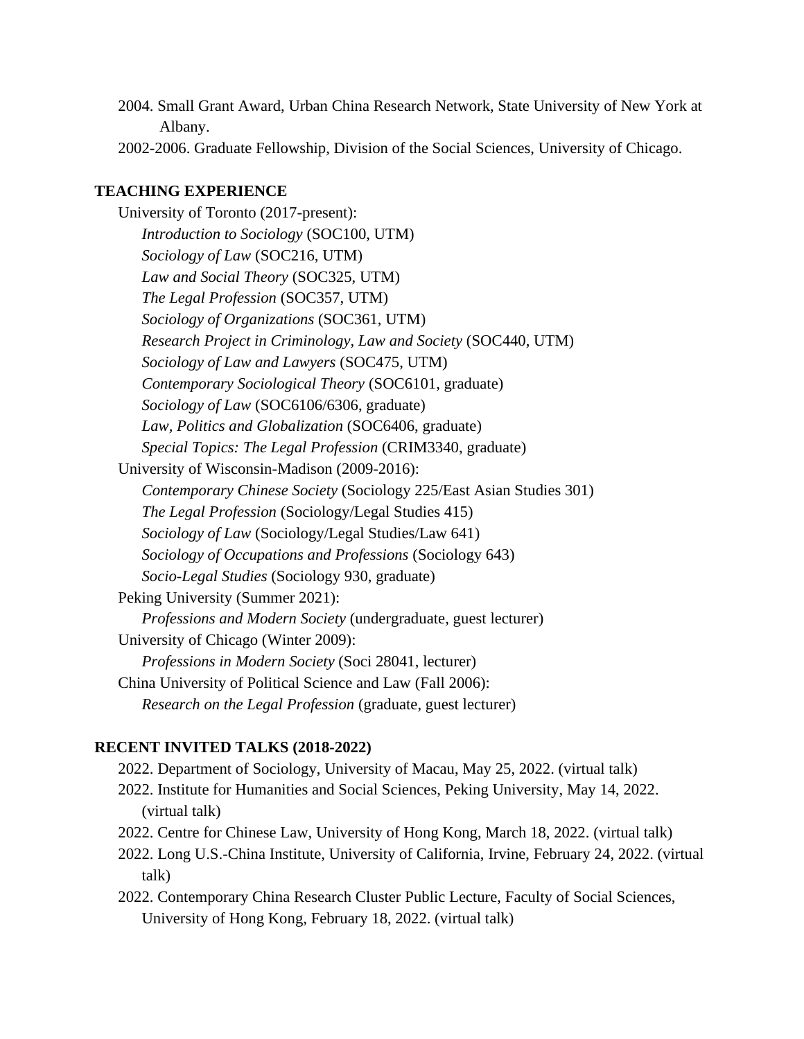2004. Small Grant Award, Urban China Research Network, State University of New York at Albany.

2002-2006. Graduate Fellowship, Division of the Social Sciences, University of Chicago.

## TEACHING EXPERIENCE

University of Toronto (2017-present):

- *Introduction to Sociology* (SOC100, UTM)
- *Sociology of Law* (SOC216, UTM)
- *Law and Social Theory* (SOC325, UTM)
- *The Legal Profession* (SOC357, UTM)
- *Sociology of Organizations* (SOC361, UTM)
- *Research Project in Criminology, Law and Society* (SOC440, UTM)
- *Sociology of Law and Lawyers* (SOC475, UTM)
- *Contemporary Sociological Theory* (SOC6101, graduate)
- *Sociology of Law* (SOC6106/6306, graduate)
- *Law, Politics and Globalization* (SOC6406, graduate)
- *Special Topics: The Legal Profession* (CRIM3340, graduate)

University of Wisconsin-Madison (2009-2016):

- *Contemporary Chinese Society* (Sociology 225/East Asian Studies 301)
- *The Legal Profession* (Sociology/Legal Studies 415)
- *Sociology of Law* (Sociology/Legal Studies/Law 641)
- *Sociology of Occupations and Professions* (Sociology 643)
- *Socio-Legal Studies* (Sociology 930, graduate)

Peking University (Summer 2021):

- *Professions and Modern Society* (undergraduate, guest lecturer)

University of Chicago (Winter 2009):

- *Professions in Modern Society* (Soci 28041, lecturer)

China University of Political Science and Law (Fall 2006):

- *Research on the Legal Profession* (graduate, guest lecturer)

## RECENT INVITED TALKS (2018-2022)

2022. Department of Sociology, University of Macau, May 25, 2022. (virtual talk)

2022. Institute for Humanities and Social Sciences, Peking University, May 14, 2022. (virtual talk)

2022. Centre for Chinese Law, University of Hong Kong, March 18, 2022. (virtual talk)

2022. Long U.S.-China Institute, University of California, Irvine, February 24, 2022. (virtual talk)

2022. Contemporary China Research Cluster Public Lecture, Faculty of Social Sciences, University of Hong Kong, February 18, 2022. (virtual talk)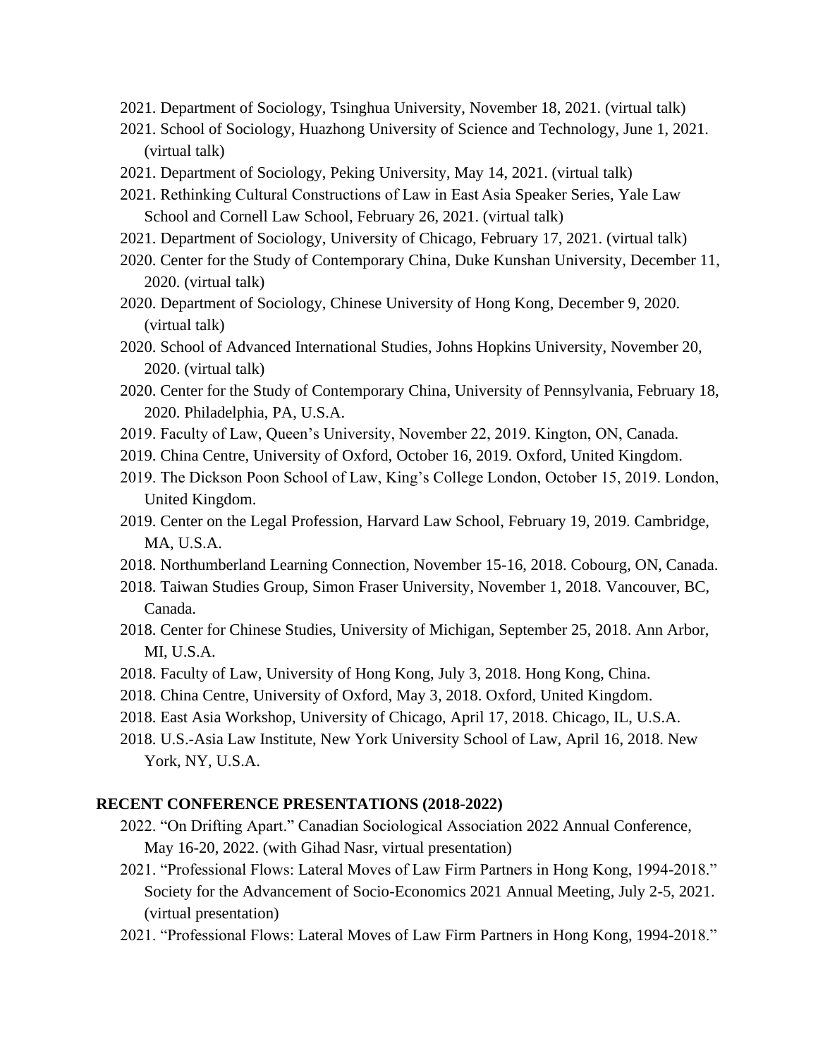- 2021. Department of Sociology, Tsinghua University, November 18, 2021. (virtual talk)
- 2021. School of Sociology, Huazhong University of Science and Technology, June 1, 2021. (virtual talk)
- 2021. Department of Sociology, Peking University, May 14, 2021. (virtual talk)
- 2021. Rethinking Cultural Constructions of Law in East Asia Speaker Series, Yale Law School and Cornell Law School, February 26, 2021. (virtual talk)
- 2021. Department of Sociology, University of Chicago, February 17, 2021. (virtual talk)
- 2020. Center for the Study of Contemporary China, Duke Kunshan University, December 11, 2020. (virtual talk)
- 2020. Department of Sociology, Chinese University of Hong Kong, December 9, 2020. (virtual talk)
- 2020. School of Advanced International Studies, Johns Hopkins University, November 20, 2020. (virtual talk)
- 2020. Center for the Study of Contemporary China, University of Pennsylvania, February 18, 2020. Philadelphia, PA, U.S.A.
- 2019. Faculty of Law, Queen's University, November 22, 2019. Kington, ON, Canada.
- 2019. China Centre, University of Oxford, October 16, 2019. Oxford, United Kingdom.
- 2019. The Dickson Poon School of Law, King's College London, October 15, 2019. London, United Kingdom.
- 2019. Center on the Legal Profession, Harvard Law School, February 19, 2019. Cambridge, MA, U.S.A.
- 2018. Northumberland Learning Connection, November 15-16, 2018. Cobourg, ON, Canada.
- 2018. Taiwan Studies Group, Simon Fraser University, November 1, 2018. Vancouver, BC, Canada.
- 2018. Center for Chinese Studies, University of Michigan, September 25, 2018. Ann Arbor, MI, U.S.A.
- 2018. Faculty of Law, University of Hong Kong, July 3, 2018. Hong Kong, China.
- 2018. China Centre, University of Oxford, May 3, 2018. Oxford, United Kingdom.
- 2018. East Asia Workshop, University of Chicago, April 17, 2018. Chicago, IL, U.S.A.
- 2018. U.S.-Asia Law Institute, New York University School of Law, April 16, 2018. New York, NY, U.S.A.

## RECENT CONFERENCE PRESENTATIONS (2018-2022)

- 2022. "On Drifting Apart." Canadian Sociological Association 2022 Annual Conference, May 16-20, 2022. (with Gihad Nasr, virtual presentation)
- 2021. "Professional Flows: Lateral Moves of Law Firm Partners in Hong Kong, 1994-2018." Society for the Advancement of Socio-Economics 2021 Annual Meeting, July 2-5, 2021. (virtual presentation)
- 2021. "Professional Flows: Lateral Moves of Law Firm Partners in Hong Kong, 1994-2018."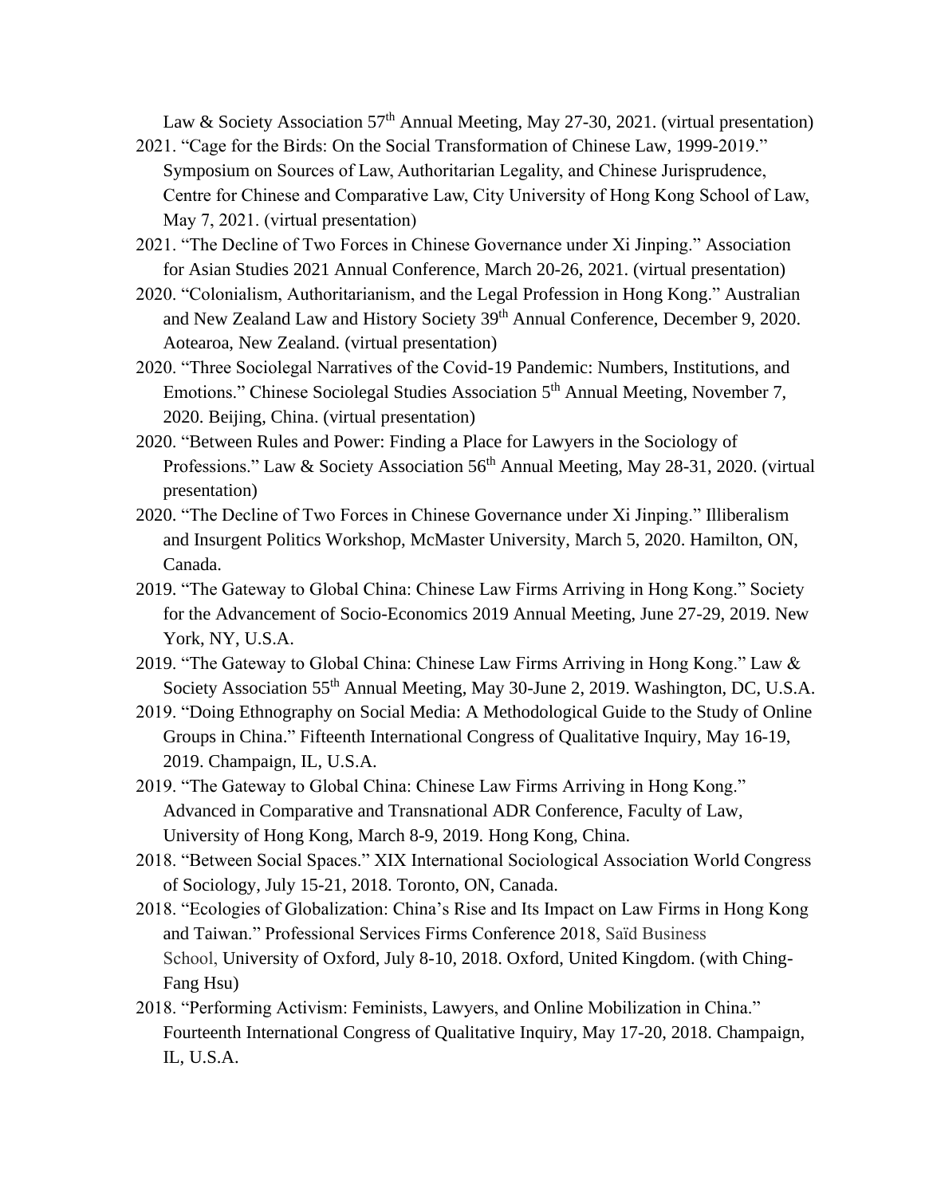Law & Society Association 57th Annual Meeting, May 27-30, 2021. (virtual presentation)

2021. "Cage for the Birds: On the Social Transformation of Chinese Law, 1999-2019." Symposium on Sources of Law, Authoritarian Legality, and Chinese Jurisprudence, Centre for Chinese and Comparative Law, City University of Hong Kong School of Law, May 7, 2021. (virtual presentation)

2021. "The Decline of Two Forces in Chinese Governance under Xi Jinping." Association for Asian Studies 2021 Annual Conference, March 20-26, 2021. (virtual presentation)

2020. "Colonialism, Authoritarianism, and the Legal Profession in Hong Kong." Australian and New Zealand Law and History Society 39th Annual Conference, December 9, 2020. Aotearoa, New Zealand. (virtual presentation)

2020. "Three Sociolegal Narratives of the Covid-19 Pandemic: Numbers, Institutions, and Emotions." Chinese Sociolegal Studies Association 5th Annual Meeting, November 7, 2020. Beijing, China. (virtual presentation)

2020. "Between Rules and Power: Finding a Place for Lawyers in the Sociology of Professions." Law & Society Association 56th Annual Meeting, May 28-31, 2020. (virtual presentation)

2020. "The Decline of Two Forces in Chinese Governance under Xi Jinping." Illiberalism and Insurgent Politics Workshop, McMaster University, March 5, 2020. Hamilton, ON, Canada.

2019. "The Gateway to Global China: Chinese Law Firms Arriving in Hong Kong." Society for the Advancement of Socio-Economics 2019 Annual Meeting, June 27-29, 2019. New York, NY, U.S.A.

2019. "The Gateway to Global China: Chinese Law Firms Arriving in Hong Kong." Law & Society Association 55th Annual Meeting, May 30-June 2, 2019. Washington, DC, U.S.A.

2019. "Doing Ethnography on Social Media: A Methodological Guide to the Study of Online Groups in China." Fifteenth International Congress of Qualitative Inquiry, May 16-19, 2019. Champaign, IL, U.S.A.

2019. "The Gateway to Global China: Chinese Law Firms Arriving in Hong Kong." Advanced in Comparative and Transnational ADR Conference, Faculty of Law, University of Hong Kong, March 8-9, 2019. Hong Kong, China.

2018. "Between Social Spaces." XIX International Sociological Association World Congress of Sociology, July 15-21, 2018. Toronto, ON, Canada.

2018. "Ecologies of Globalization: China's Rise and Its Impact on Law Firms in Hong Kong and Taiwan." Professional Services Firms Conference 2018, Saïd Business School, University of Oxford, July 8-10, 2018. Oxford, United Kingdom. (with Ching-Fang Hsu)

2018. "Performing Activism: Feminists, Lawyers, and Online Mobilization in China." Fourteenth International Congress of Qualitative Inquiry, May 17-20, 2018. Champaign, IL, U.S.A.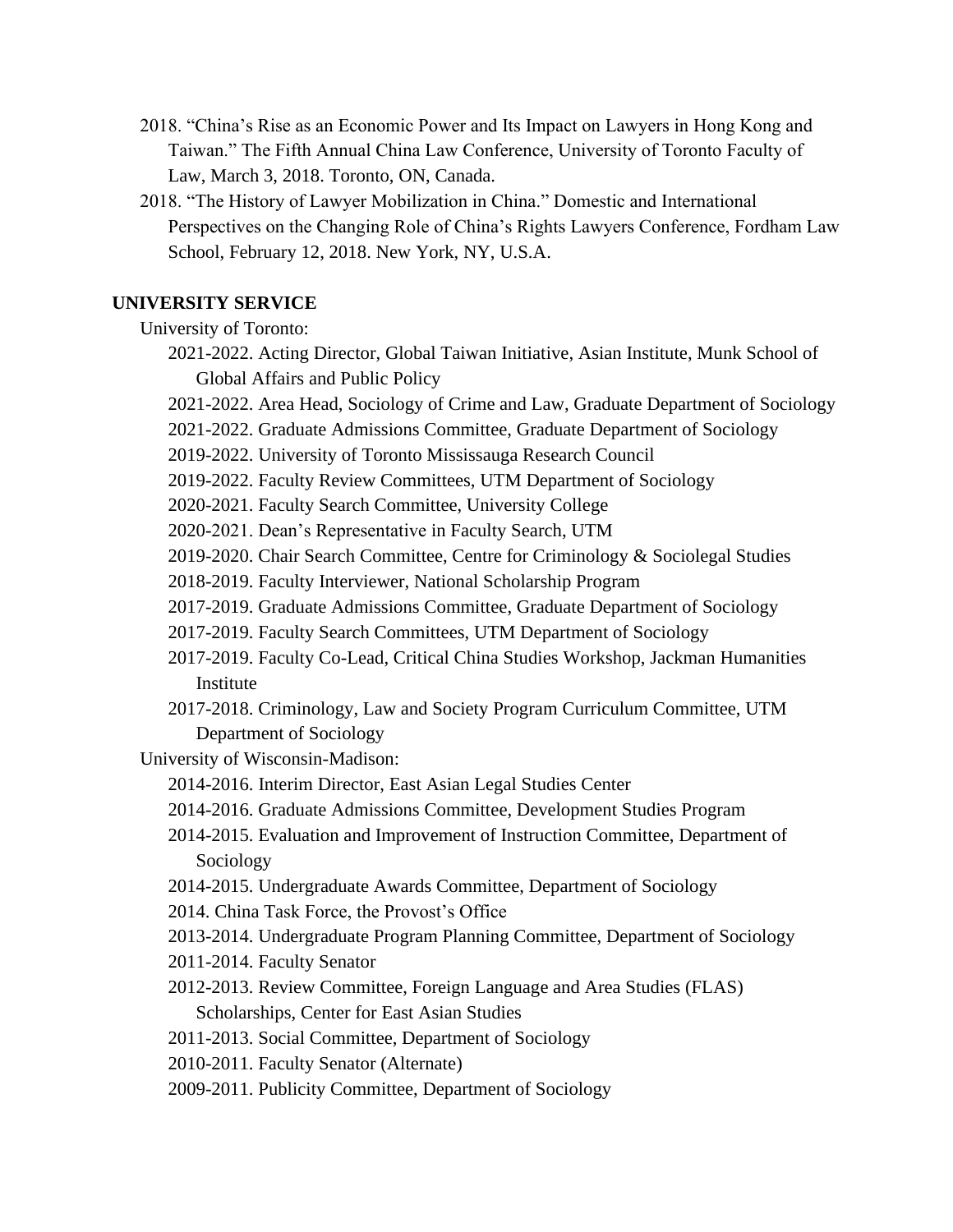2018. "China's Rise as an Economic Power and Its Impact on Lawyers in Hong Kong and Taiwan." The Fifth Annual China Law Conference, University of Toronto Faculty of Law, March 3, 2018. Toronto, ON, Canada.

2018. "The History of Lawyer Mobilization in China." Domestic and International Perspectives on the Changing Role of China's Rights Lawyers Conference, Fordham Law School, February 12, 2018. New York, NY, U.S.A.

## UNIVERSITY SERVICE

University of Toronto:

- 2021-2022. Acting Director, Global Taiwan Initiative, Asian Institute, Munk School of Global Affairs and Public Policy
- 2021-2022. Area Head, Sociology of Crime and Law, Graduate Department of Sociology
- 2021-2022. Graduate Admissions Committee, Graduate Department of Sociology
- 2019-2022. University of Toronto Mississauga Research Council
- 2019-2022. Faculty Review Committees, UTM Department of Sociology
- 2020-2021. Faculty Search Committee, University College
- 2020-2021. Dean's Representative in Faculty Search, UTM
- 2019-2020. Chair Search Committee, Centre for Criminology & Sociolegal Studies
- 2018-2019. Faculty Interviewer, National Scholarship Program
- 2017-2019. Graduate Admissions Committee, Graduate Department of Sociology
- 2017-2019. Faculty Search Committees, UTM Department of Sociology
- 2017-2019. Faculty Co-Lead, Critical China Studies Workshop, Jackman Humanities Institute
- 2017-2018. Criminology, Law and Society Program Curriculum Committee, UTM Department of Sociology

University of Wisconsin-Madison:

- 2014-2016. Interim Director, East Asian Legal Studies Center
- 2014-2016. Graduate Admissions Committee, Development Studies Program
- 2014-2015. Evaluation and Improvement of Instruction Committee, Department of Sociology
- 2014-2015. Undergraduate Awards Committee, Department of Sociology
- 2014. China Task Force, the Provost's Office
- 2013-2014. Undergraduate Program Planning Committee, Department of Sociology
- 2011-2014. Faculty Senator
- 2012-2013. Review Committee, Foreign Language and Area Studies (FLAS) Scholarships, Center for East Asian Studies
- 2011-2013. Social Committee, Department of Sociology
- 2010-2011. Faculty Senator (Alternate)
- 2009-2011. Publicity Committee, Department of Sociology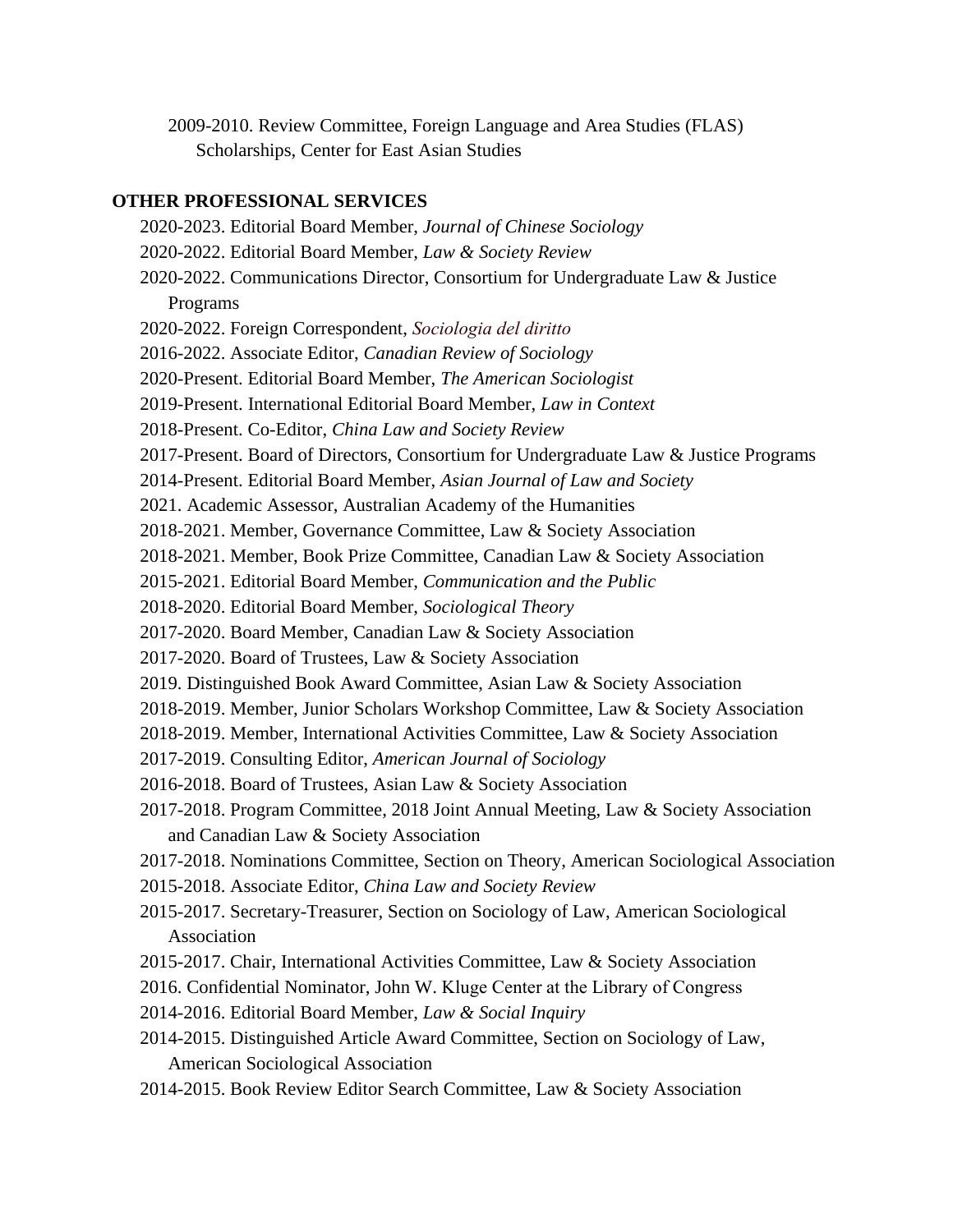2009-2010. Review Committee, Foreign Language and Area Studies (FLAS) Scholarships, Center for East Asian Studies

**OTHER PROFESSIONAL SERVICES**

2020-2023. Editorial Board Member, *Journal of Chinese Sociology*
2020-2022. Editorial Board Member, *Law & Society Review*
2020-2022. Communications Director, Consortium for Undergraduate Law & Justice Programs
2020-2022. Foreign Correspondent, *Sociologia del diritto*
2016-2022. Associate Editor, *Canadian Review of Sociology*
2020-Present. Editorial Board Member, *The American Sociologist*
2019-Present. International Editorial Board Member, *Law in Context*
2018-Present. Co-Editor, *China Law and Society Review*
2017-Present. Board of Directors, Consortium for Undergraduate Law & Justice Programs
2014-Present. Editorial Board Member, *Asian Journal of Law and Society*
2021. Academic Assessor, Australian Academy of the Humanities
2018-2021. Member, Governance Committee, Law & Society Association
2018-2021. Member, Book Prize Committee, Canadian Law & Society Association
2015-2021. Editorial Board Member, *Communication and the Public*
2018-2020. Editorial Board Member, *Sociological Theory*
2017-2020. Board Member, Canadian Law & Society Association
2017-2020. Board of Trustees, Law & Society Association
2019. Distinguished Book Award Committee, Asian Law & Society Association
2018-2019. Member, Junior Scholars Workshop Committee, Law & Society Association
2018-2019. Member, International Activities Committee, Law & Society Association
2017-2019. Consulting Editor, *American Journal of Sociology*
2016-2018. Board of Trustees, Asian Law & Society Association
2017-2018. Program Committee, 2018 Joint Annual Meeting, Law & Society Association and Canadian Law & Society Association
2017-2018. Nominations Committee, Section on Theory, American Sociological Association
2015-2018. Associate Editor, *China Law and Society Review*
2015-2017. Secretary-Treasurer, Section on Sociology of Law, American Sociological Association
2015-2017. Chair, International Activities Committee, Law & Society Association
2016. Confidential Nominator, John W. Kluge Center at the Library of Congress
2014-2016. Editorial Board Member, *Law & Social Inquiry*
2014-2015. Distinguished Article Award Committee, Section on Sociology of Law, American Sociological Association
2014-2015. Book Review Editor Search Committee, Law & Society Association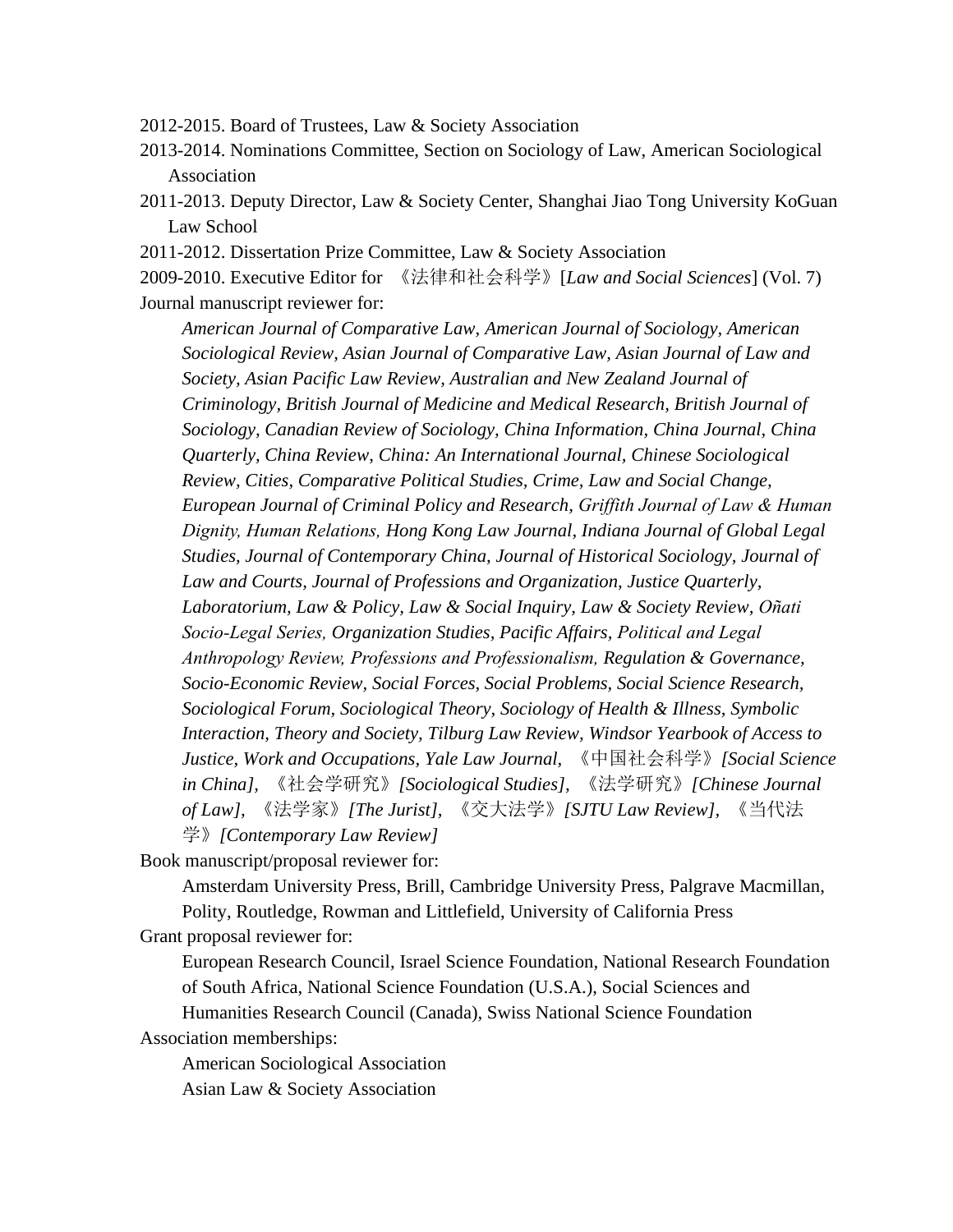2012-2015. Board of Trustees, Law & Society Association

2013-2014. Nominations Committee, Section on Sociology of Law, American Sociological Association

2011-2013. Deputy Director, Law & Society Center, Shanghai Jiao Tong University KoGuan Law School

2011-2012. Dissertation Prize Committee, Law & Society Association

2009-2010. Executive Editor for 《法律和社会科学》[*Law and Social Sciences*] (Vol. 7)

Journal manuscript reviewer for:

> *American Journal of Comparative Law, American Journal of Sociology, American Sociological Review, Asian Journal of Comparative Law, Asian Journal of Law and Society, Asian Pacific Law Review, Australian and New Zealand Journal of Criminology, British Journal of Medicine and Medical Research, British Journal of Sociology, Canadian Review of Sociology, China Information, China Journal, China Quarterly, China Review, China: An International Journal, Chinese Sociological Review, Cities, Comparative Political Studies, Crime, Law and Social Change, European Journal of Criminal Policy and Research, Griffith Journal of Law & Human Dignity, Human Relations, Hong Kong Law Journal, Indiana Journal of Global Legal Studies, Journal of Contemporary China, Journal of Historical Sociology, Journal of Law and Courts, Journal of Professions and Organization, Justice Quarterly, Laboratorium, Law & Policy, Law & Social Inquiry, Law & Society Review, Oñati Socio-Legal Series, Organization Studies, Pacific Affairs, Political and Legal Anthropology Review, Professions and Professionalism, Regulation & Governance, Socio-Economic Review, Social Forces, Social Problems, Social Science Research, Sociological Forum, Sociological Theory, Sociology of Health & Illness, Symbolic Interaction, Theory and Society, Tilburg Law Review, Windsor Yearbook of Access to Justice, Work and Occupations, Yale Law Journal,* 《中国社会科学》*[Social Science in China],* 《社会学研究》*[Sociological Studies],* 《法学研究》*[Chinese Journal of Law],* 《法学家》*[The Jurist],* 《交大法学》*[SJTU Law Review],* 《当代法学》*[Contemporary Law Review]*

Book manuscript/proposal reviewer for:

> Amsterdam University Press, Brill, Cambridge University Press, Palgrave Macmillan, Polity, Routledge, Rowman and Littlefield, University of California Press

Grant proposal reviewer for:

> European Research Council, Israel Science Foundation, National Research Foundation of South Africa, National Science Foundation (U.S.A.), Social Sciences and Humanities Research Council (Canada), Swiss National Science Foundation

Association memberships:

> American Sociological Association
>
> Asian Law & Society Association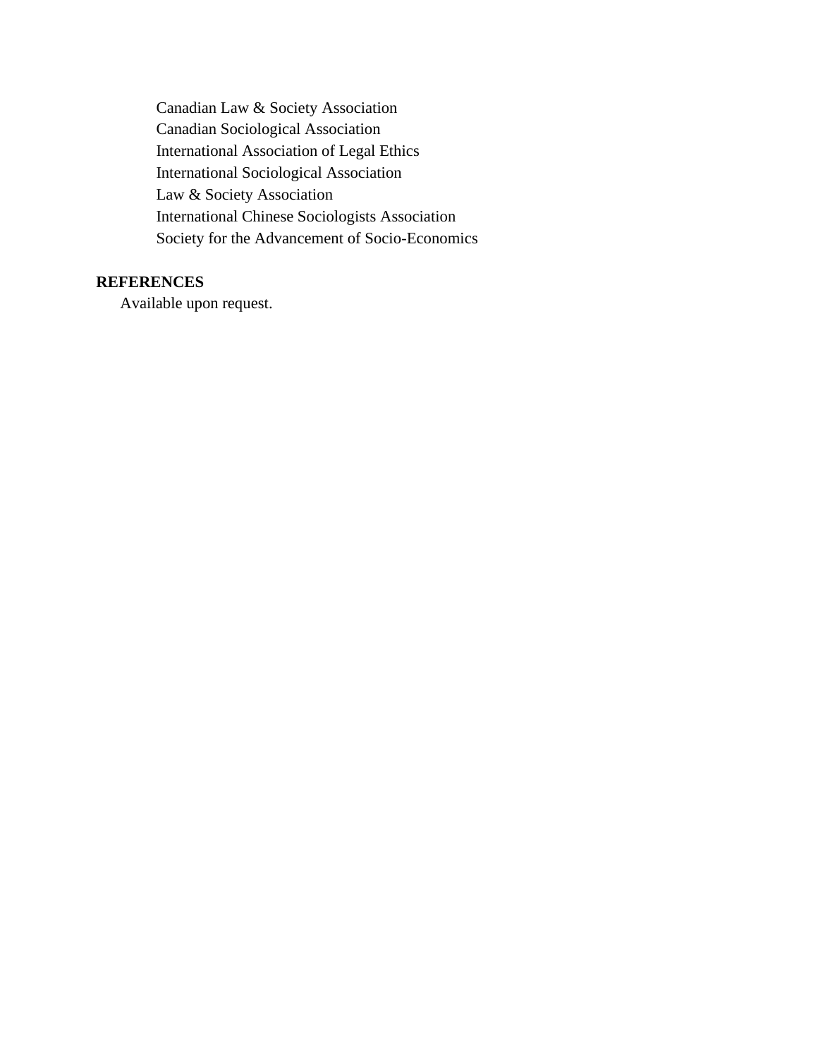Canadian Law & Society Association
Canadian Sociological Association
International Association of Legal Ethics
International Sociological Association
Law & Society Association
International Chinese Sociologists Association
Society for the Advancement of Socio-Economics

**REFERENCES**

Available upon request.